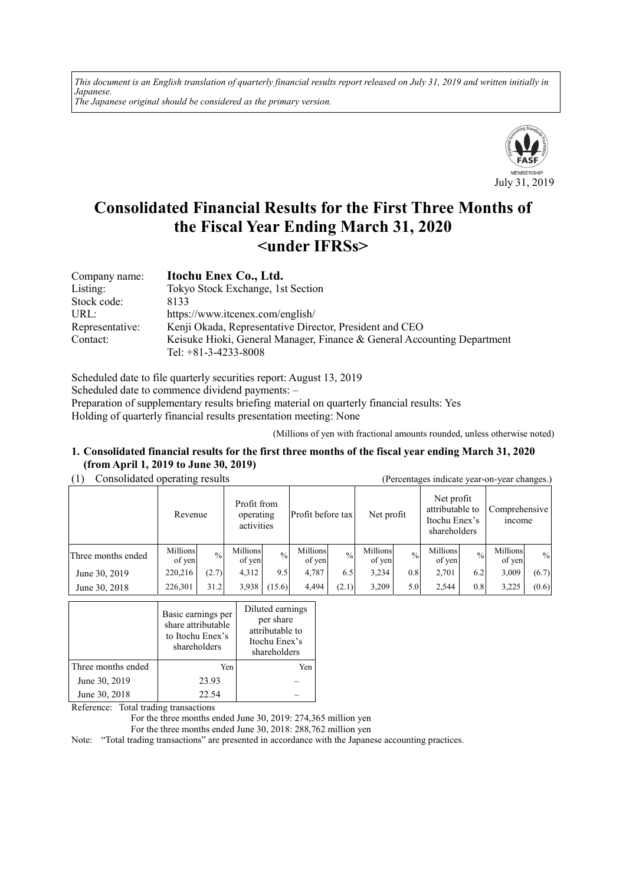*This document is an English translation of quarterly financial results report released on July 31, 2019 and written initially in Japanese.*
*The Japanese original should be considered as the primary version.*

MEMBERSHIP
July 31, 2019

# Consolidated Financial Results for the First Three Months of the Fiscal Year Ending March 31, 2020 <under IFRSs>

| | |
|---|---|
| Company name: | **Itochu Enex Co., Ltd.** |
| Listing: | Tokyo Stock Exchange, 1st Section |
| Stock code: | 8133 |
| URL: | https://www.itcenex.com/english/ |
| Representative: | Kenji Okada, Representative Director, President and CEO |
| Contact: | Keisuke Hioki, General Manager, Finance & General Accounting Department<br>Tel: +81-3-4233-8008 |

Scheduled date to file quarterly securities report: August 13, 2019
Scheduled date to commence dividend payments: –
Preparation of supplementary results briefing material on quarterly financial results: Yes
Holding of quarterly financial results presentation meeting: None

(Millions of yen with fractional amounts rounded, unless otherwise noted)

## 1. Consolidated financial results for the first three months of the fiscal year ending March 31, 2020 (from April 1, 2019 to June 30, 2019)

(1) Consolidated operating results (Percentages indicate year-on-year changes.)

| | Revenue | | Profit from operating activities | | Profit before tax | | Net profit | | Net profit attributable to Itochu Enex's shareholders | | Comprehensive income | |
|---|---|---|---|---|---|---|---|---|---|---|---|---|
| Three months ended | Millions of yen | % | Millions of yen | % | Millions of yen | % | Millions of yen | % | Millions of yen | % | Millions of yen | % |
| June 30, 2019 | 220,216 | (2.7) | 4,312 | 9.5 | 4,787 | 6.5 | 3,234 | 0.8 | 2,701 | 6.2 | 3,009 | (6.7) |
| June 30, 2018 | 226,301 | 31.2 | 3,938 | (15.6) | 4,494 | (2.1) | 3,209 | 5.0 | 2,544 | 0.8 | 3,225 | (0.6) |

| | Basic earnings per share attributable to Itochu Enex's shareholders | Diluted earnings per share attributable to Itochu Enex's shareholders |
|---|---|---|
| Three months ended | Yen | Yen |
| June 30, 2019 | 23.93 | – |
| June 30, 2018 | 22.54 | – |

Reference: Total trading transactions
For the three months ended June 30, 2019: 274,365 million yen
For the three months ended June 30, 2018: 288,762 million yen

Note: "Total trading transactions" are presented in accordance with the Japanese accounting practices.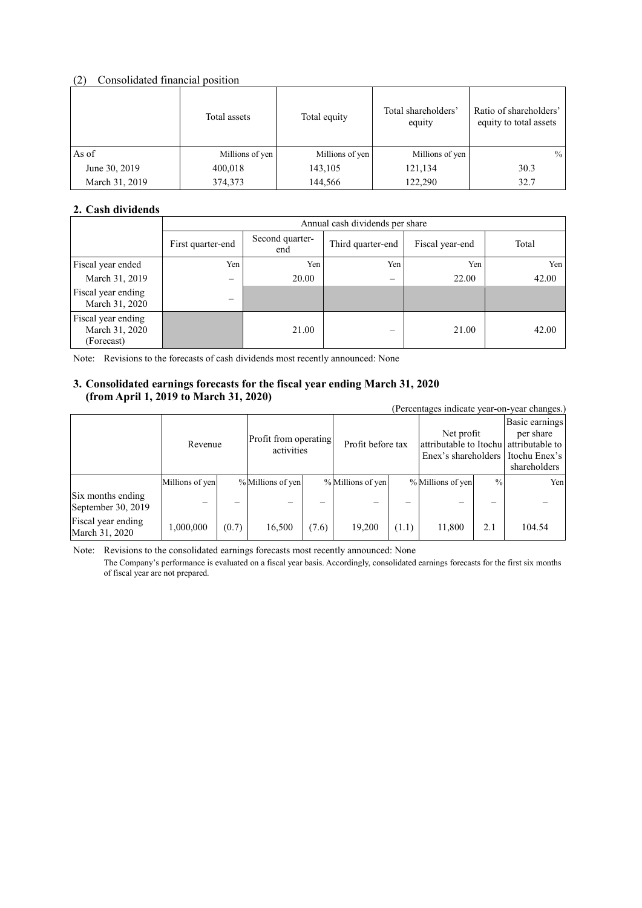### (2) Consolidated financial position

| | Total assets | Total equity | Total shareholders' equity | Ratio of shareholders' equity to total assets |
|---|---|---|---|---|
| As of | Millions of yen | Millions of yen | Millions of yen | % |
| June 30, 2019 | 400,018 | 143,105 | 121,134 | 30.3 |
| March 31, 2019 | 374,373 | 144,566 | 122,290 | 32.7 |

## 2. Cash dividends

| | Annual cash dividends per share | | | | |
|---|---|---|---|---|---|
| | First quarter-end | Second quarter-end | Third quarter-end | Fiscal year-end | Total |
| Fiscal year ended | Yen | Yen | Yen | Yen | Yen |
| March 31, 2019 | – | 20.00 | – | 22.00 | 42.00 |
| Fiscal year ending March 31, 2020 | – | | | | |
| Fiscal year ending March 31, 2020 (Forecast) | | 21.00 | – | 21.00 | 42.00 |

Note: Revisions to the forecasts of cash dividends most recently announced: None

## 3. Consolidated earnings forecasts for the fiscal year ending March 31, 2020 (from April 1, 2019 to March 31, 2020)

(Percentages indicate year-on-year changes.)

| | Revenue | | Profit from operating activities | | Profit before tax | | Net profit attributable to Itochu Enex's shareholders | | Basic earnings per share attributable to Itochu Enex's shareholders |
|---|---|---|---|---|---|---|---|---|---|
| | Millions of yen | % | Millions of yen | % | Millions of yen | % | Millions of yen | % | Yen |
| Six months ending September 30, 2019 | – | – | – | – | – | – | – | – | – |
| Fiscal year ending March 31, 2020 | 1,000,000 | (0.7) | 16,500 | (7.6) | 19,200 | (1.1) | 11,800 | 2.1 | 104.54 |

Note: Revisions to the consolidated earnings forecasts most recently announced: None

The Company's performance is evaluated on a fiscal year basis. Accordingly, consolidated earnings forecasts for the first six months of fiscal year are not prepared.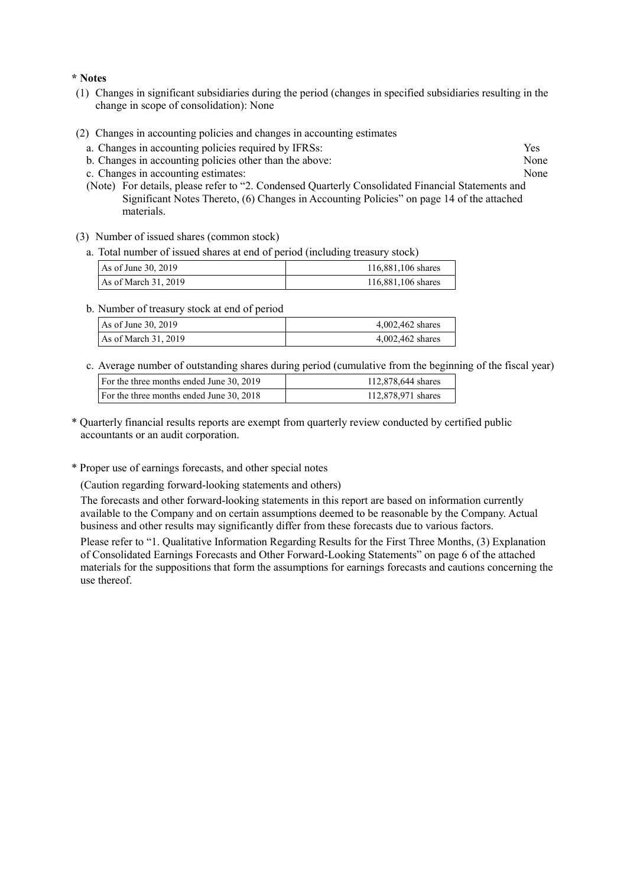**\* Notes**

(1) Changes in significant subsidiaries during the period (changes in specified subsidiaries resulting in the change in scope of consolidation): None

(2) Changes in accounting policies and changes in accounting estimates

a. Changes in accounting policies required by IFRSs: Yes

b. Changes in accounting policies other than the above: None

c. Changes in accounting estimates: None

(Note) For details, please refer to "2. Condensed Quarterly Consolidated Financial Statements and Significant Notes Thereto, (6) Changes in Accounting Policies" on page 14 of the attached materials.

(3) Number of issued shares (common stock)

a. Total number of issued shares at end of period (including treasury stock)

| | |
|---|---|
| As of June 30, 2019 | 116,881,106 shares |
| As of March 31, 2019 | 116,881,106 shares |

b. Number of treasury stock at end of period

| | |
|---|---|
| As of June 30, 2019 | 4,002,462 shares |
| As of March 31, 2019 | 4,002,462 shares |

c. Average number of outstanding shares during period (cumulative from the beginning of the fiscal year)

| | |
|---|---|
| For the three months ended June 30, 2019 | 112,878,644 shares |
| For the three months ended June 30, 2018 | 112,878,971 shares |

\* Quarterly financial results reports are exempt from quarterly review conducted by certified public accountants or an audit corporation.

\* Proper use of earnings forecasts, and other special notes

(Caution regarding forward-looking statements and others)

The forecasts and other forward-looking statements in this report are based on information currently available to the Company and on certain assumptions deemed to be reasonable by the Company. Actual business and other results may significantly differ from these forecasts due to various factors.

Please refer to "1. Qualitative Information Regarding Results for the First Three Months, (3) Explanation of Consolidated Earnings Forecasts and Other Forward-Looking Statements" on page 6 of the attached materials for the suppositions that form the assumptions for earnings forecasts and cautions concerning the use thereof.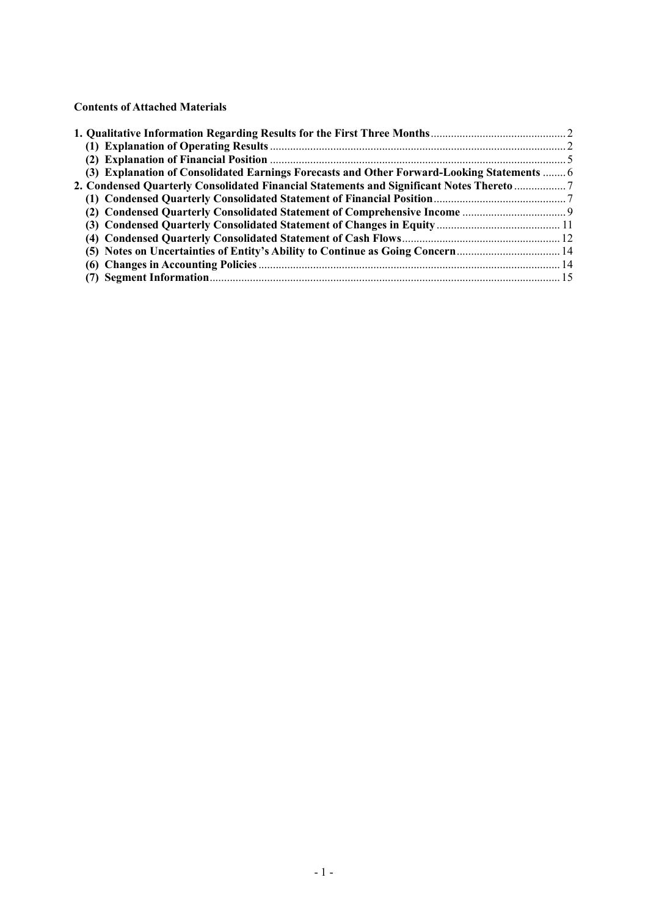**Contents of Attached Materials**

**1. Qualitative Information Regarding Results for the First Three Months** ..... 2

**(1) Explanation of Operating Results** ..... 2

**(2) Explanation of Financial Position** ..... 5

**(3) Explanation of Consolidated Earnings Forecasts and Other Forward-Looking Statements** ..... 6

**2. Condensed Quarterly Consolidated Financial Statements and Significant Notes Thereto** ..... 7

**(1) Condensed Quarterly Consolidated Statement of Financial Position** ..... 7

**(2) Condensed Quarterly Consolidated Statement of Comprehensive Income** ..... 9

**(3) Condensed Quarterly Consolidated Statement of Changes in Equity** ..... 11

**(4) Condensed Quarterly Consolidated Statement of Cash Flows** ..... 12

**(5) Notes on Uncertainties of Entity's Ability to Continue as Going Concern** ..... 14

**(6) Changes in Accounting Policies** ..... 14

**(7) Segment Information** ..... 15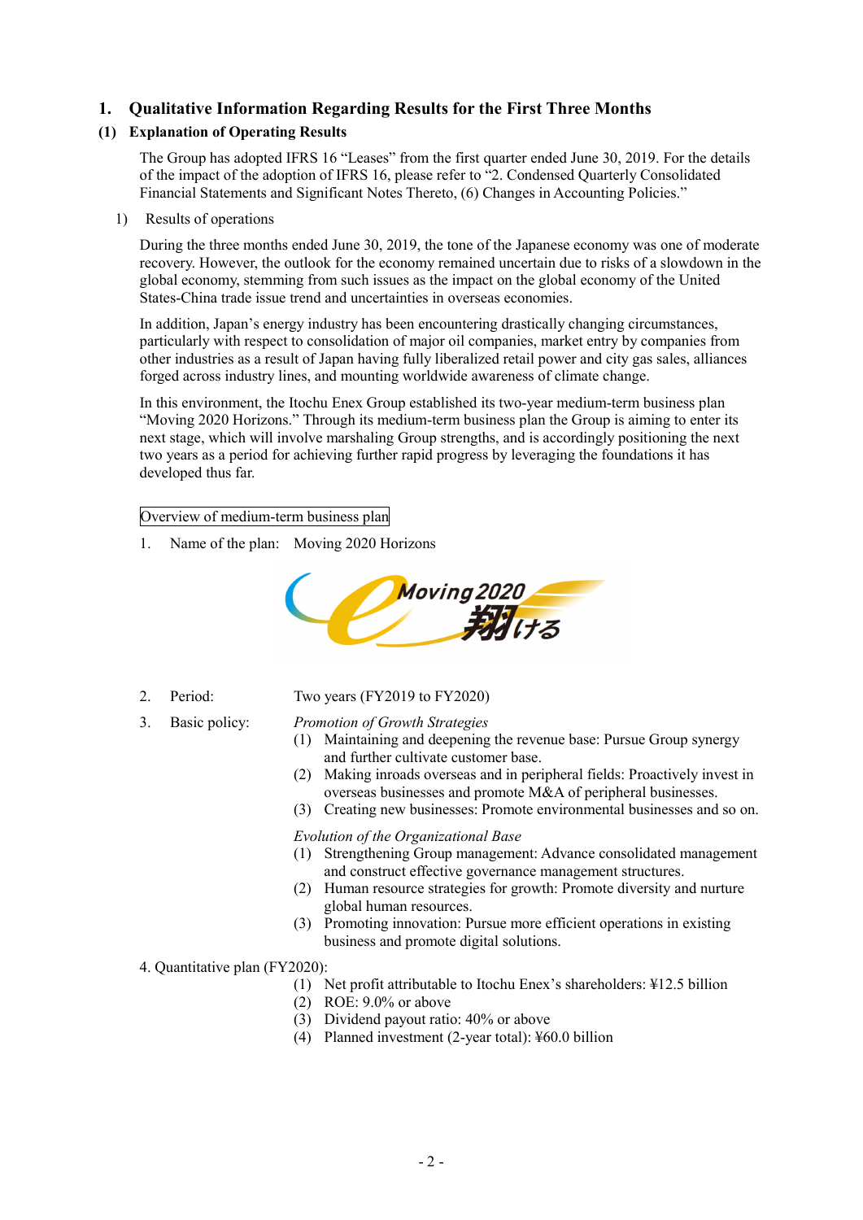## 1. Qualitative Information Regarding Results for the First Three Months

### (1) Explanation of Operating Results

The Group has adopted IFRS 16 "Leases" from the first quarter ended June 30, 2019. For the details of the impact of the adoption of IFRS 16, please refer to "2. Condensed Quarterly Consolidated Financial Statements and Significant Notes Thereto, (6) Changes in Accounting Policies."

1) Results of operations

During the three months ended June 30, 2019, the tone of the Japanese economy was one of moderate recovery. However, the outlook for the economy remained uncertain due to risks of a slowdown in the global economy, stemming from such issues as the impact on the global economy of the United States-China trade issue trend and uncertainties in overseas economies.

In addition, Japan's energy industry has been encountering drastically changing circumstances, particularly with respect to consolidation of major oil companies, market entry by companies from other industries as a result of Japan having fully liberalized retail power and city gas sales, alliances forged across industry lines, and mounting worldwide awareness of climate change.

In this environment, the Itochu Enex Group established its two-year medium-term business plan "Moving 2020 Horizons." Through its medium-term business plan the Group is aiming to enter its next stage, which will involve marshaling Group strengths, and is accordingly positioning the next two years as a period for achieving further rapid progress by leveraging the foundations it has developed thus far.

Overview of medium-term business plan

1. Name of the plan: Moving 2020 Horizons

Moving 2020 翔ける

2. Period: Two years (FY2019 to FY2020)

3. Basic policy:

   *Promotion of Growth Strategies*
   (1) Maintaining and deepening the revenue base: Pursue Group synergy and further cultivate customer base.
   (2) Making inroads overseas and in peripheral fields: Proactively invest in overseas businesses and promote M&A of peripheral businesses.
   (3) Creating new businesses: Promote environmental businesses and so on.

   *Evolution of the Organizational Base*
   (1) Strengthening Group management: Advance consolidated management and construct effective governance management structures.
   (2) Human resource strategies for growth: Promote diversity and nurture global human resources.
   (3) Promoting innovation: Pursue more efficient operations in existing business and promote digital solutions.

4. Quantitative plan (FY2020):
   (1) Net profit attributable to Itochu Enex's shareholders: ¥12.5 billion
   (2) ROE: 9.0% or above
   (3) Dividend payout ratio: 40% or above
   (4) Planned investment (2-year total): ¥60.0 billion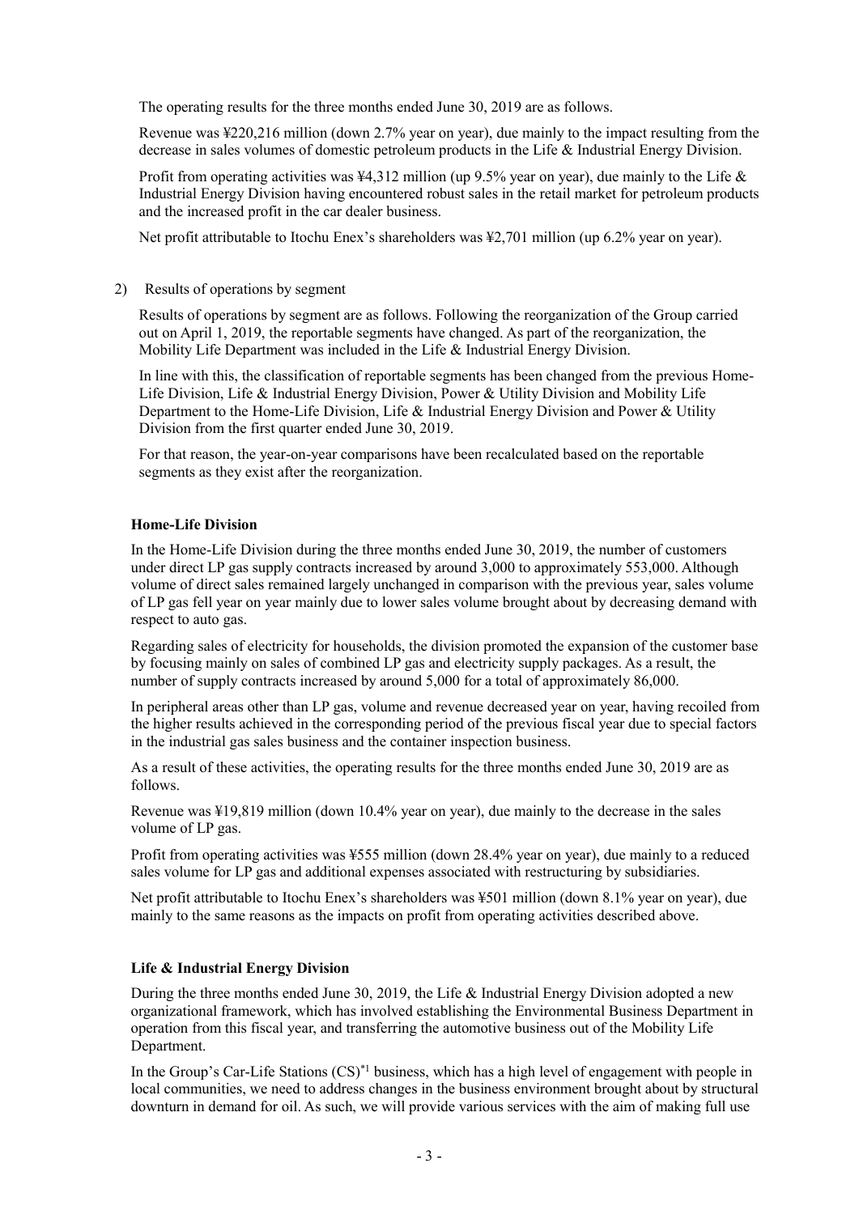The operating results for the three months ended June 30, 2019 are as follows.

Revenue was ¥220,216 million (down 2.7% year on year), due mainly to the impact resulting from the decrease in sales volumes of domestic petroleum products in the Life & Industrial Energy Division.

Profit from operating activities was ¥4,312 million (up 9.5% year on year), due mainly to the Life & Industrial Energy Division having encountered robust sales in the retail market for petroleum products and the increased profit in the car dealer business.

Net profit attributable to Itochu Enex's shareholders was ¥2,701 million (up 6.2% year on year).

2) Results of operations by segment

Results of operations by segment are as follows. Following the reorganization of the Group carried out on April 1, 2019, the reportable segments have changed. As part of the reorganization, the Mobility Life Department was included in the Life & Industrial Energy Division.

In line with this, the classification of reportable segments has been changed from the previous Home-Life Division, Life & Industrial Energy Division, Power & Utility Division and Mobility Life Department to the Home-Life Division, Life & Industrial Energy Division and Power & Utility Division from the first quarter ended June 30, 2019.

For that reason, the year-on-year comparisons have been recalculated based on the reportable segments as they exist after the reorganization.

**Home-Life Division**

In the Home-Life Division during the three months ended June 30, 2019, the number of customers under direct LP gas supply contracts increased by around 3,000 to approximately 553,000. Although volume of direct sales remained largely unchanged in comparison with the previous year, sales volume of LP gas fell year on year mainly due to lower sales volume brought about by decreasing demand with respect to auto gas.

Regarding sales of electricity for households, the division promoted the expansion of the customer base by focusing mainly on sales of combined LP gas and electricity supply packages. As a result, the number of supply contracts increased by around 5,000 for a total of approximately 86,000.

In peripheral areas other than LP gas, volume and revenue decreased year on year, having recoiled from the higher results achieved in the corresponding period of the previous fiscal year due to special factors in the industrial gas sales business and the container inspection business.

As a result of these activities, the operating results for the three months ended June 30, 2019 are as follows.

Revenue was ¥19,819 million (down 10.4% year on year), due mainly to the decrease in the sales volume of LP gas.

Profit from operating activities was ¥555 million (down 28.4% year on year), due mainly to a reduced sales volume for LP gas and additional expenses associated with restructuring by subsidiaries.

Net profit attributable to Itochu Enex's shareholders was ¥501 million (down 8.1% year on year), due mainly to the same reasons as the impacts on profit from operating activities described above.

**Life & Industrial Energy Division**

During the three months ended June 30, 2019, the Life & Industrial Energy Division adopted a new organizational framework, which has involved establishing the Environmental Business Department in operation from this fiscal year, and transferring the automotive business out of the Mobility Life Department.

In the Group's Car-Life Stations (CS)*1 business, which has a high level of engagement with people in local communities, we need to address changes in the business environment brought about by structural downturn in demand for oil. As such, we will provide various services with the aim of making full use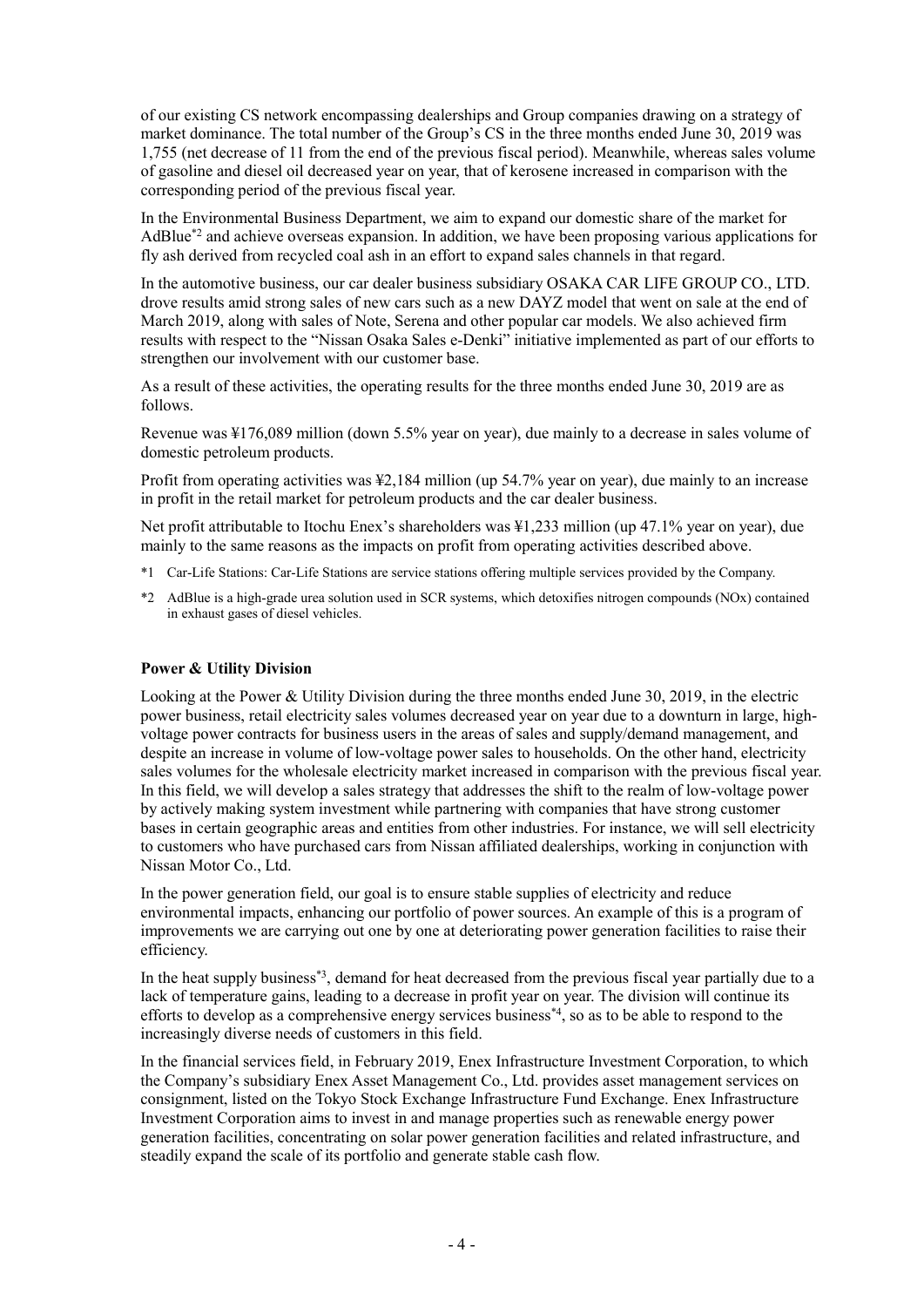of our existing CS network encompassing dealerships and Group companies drawing on a strategy of market dominance. The total number of the Group's CS in the three months ended June 30, 2019 was 1,755 (net decrease of 11 from the end of the previous fiscal period). Meanwhile, whereas sales volume of gasoline and diesel oil decreased year on year, that of kerosene increased in comparison with the corresponding period of the previous fiscal year.

In the Environmental Business Department, we aim to expand our domestic share of the market for AdBlue*2 and achieve overseas expansion. In addition, we have been proposing various applications for fly ash derived from recycled coal ash in an effort to expand sales channels in that regard.

In the automotive business, our car dealer business subsidiary OSAKA CAR LIFE GROUP CO., LTD. drove results amid strong sales of new cars such as a new DAYZ model that went on sale at the end of March 2019, along with sales of Note, Serena and other popular car models. We also achieved firm results with respect to the "Nissan Osaka Sales e-Denki" initiative implemented as part of our efforts to strengthen our involvement with our customer base.

As a result of these activities, the operating results for the three months ended June 30, 2019 are as follows.

Revenue was ¥176,089 million (down 5.5% year on year), due mainly to a decrease in sales volume of domestic petroleum products.

Profit from operating activities was ¥2,184 million (up 54.7% year on year), due mainly to an increase in profit in the retail market for petroleum products and the car dealer business.

Net profit attributable to Itochu Enex's shareholders was ¥1,233 million (up 47.1% year on year), due mainly to the same reasons as the impacts on profit from operating activities described above.

*1 Car-Life Stations: Car-Life Stations are service stations offering multiple services provided by the Company.

*2 AdBlue is a high-grade urea solution used in SCR systems, which detoxifies nitrogen compounds (NOx) contained in exhaust gases of diesel vehicles.

**Power & Utility Division**

Looking at the Power & Utility Division during the three months ended June 30, 2019, in the electric power business, retail electricity sales volumes decreased year on year due to a downturn in large, high-voltage power contracts for business users in the areas of sales and supply/demand management, and despite an increase in volume of low-voltage power sales to households. On the other hand, electricity sales volumes for the wholesale electricity market increased in comparison with the previous fiscal year. In this field, we will develop a sales strategy that addresses the shift to the realm of low-voltage power by actively making system investment while partnering with companies that have strong customer bases in certain geographic areas and entities from other industries. For instance, we will sell electricity to customers who have purchased cars from Nissan affiliated dealerships, working in conjunction with Nissan Motor Co., Ltd.

In the power generation field, our goal is to ensure stable supplies of electricity and reduce environmental impacts, enhancing our portfolio of power sources. An example of this is a program of improvements we are carrying out one by one at deteriorating power generation facilities to raise their efficiency.

In the heat supply business*3, demand for heat decreased from the previous fiscal year partially due to a lack of temperature gains, leading to a decrease in profit year on year. The division will continue its efforts to develop as a comprehensive energy services business*4, so as to be able to respond to the increasingly diverse needs of customers in this field.

In the financial services field, in February 2019, Enex Infrastructure Investment Corporation, to which the Company's subsidiary Enex Asset Management Co., Ltd. provides asset management services on consignment, listed on the Tokyo Stock Exchange Infrastructure Fund Exchange. Enex Infrastructure Investment Corporation aims to invest in and manage properties such as renewable energy power generation facilities, concentrating on solar power generation facilities and related infrastructure, and steadily expand the scale of its portfolio and generate stable cash flow.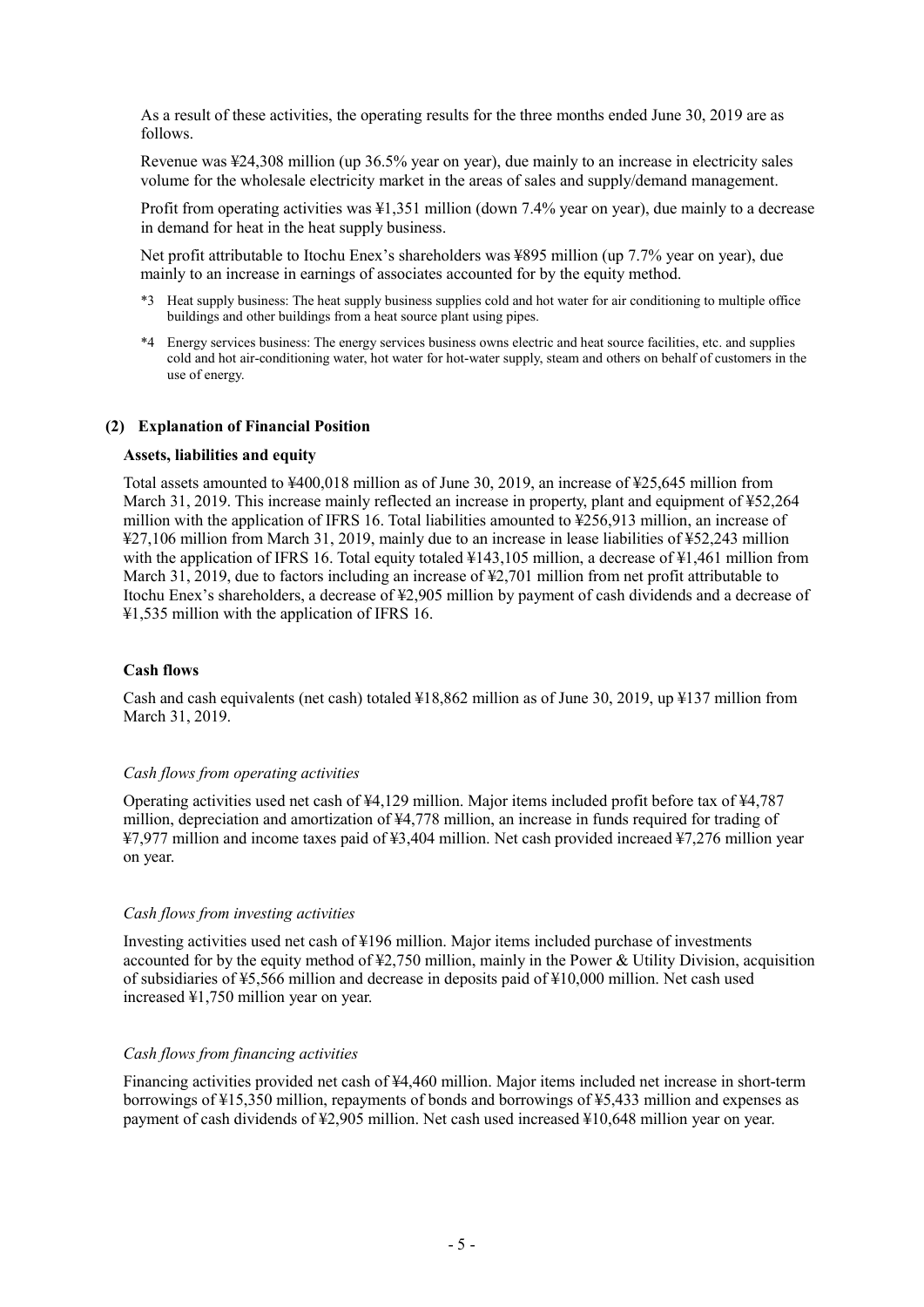As a result of these activities, the operating results for the three months ended June 30, 2019 are as follows.

Revenue was ¥24,308 million (up 36.5% year on year), due mainly to an increase in electricity sales volume for the wholesale electricity market in the areas of sales and supply/demand management.

Profit from operating activities was ¥1,351 million (down 7.4% year on year), due mainly to a decrease in demand for heat in the heat supply business.

Net profit attributable to Itochu Enex's shareholders was ¥895 million (up 7.7% year on year), due mainly to an increase in earnings of associates accounted for by the equity method.

*3 Heat supply business: The heat supply business supplies cold and hot water for air conditioning to multiple office buildings and other buildings from a heat source plant using pipes.

*4 Energy services business: The energy services business owns electric and heat source facilities, etc. and supplies cold and hot air-conditioning water, hot water for hot-water supply, steam and others on behalf of customers in the use of energy.

### (2) Explanation of Financial Position

**Assets, liabilities and equity**

Total assets amounted to ¥400,018 million as of June 30, 2019, an increase of ¥25,645 million from March 31, 2019. This increase mainly reflected an increase in property, plant and equipment of ¥52,264 million with the application of IFRS 16. Total liabilities amounted to ¥256,913 million, an increase of ¥27,106 million from March 31, 2019, mainly due to an increase in lease liabilities of ¥52,243 million with the application of IFRS 16. Total equity totaled ¥143,105 million, a decrease of ¥1,461 million from March 31, 2019, due to factors including an increase of ¥2,701 million from net profit attributable to Itochu Enex's shareholders, a decrease of ¥2,905 million by payment of cash dividends and a decrease of ¥1,535 million with the application of IFRS 16.

**Cash flows**

Cash and cash equivalents (net cash) totaled ¥18,862 million as of June 30, 2019, up ¥137 million from March 31, 2019.

*Cash flows from operating activities*

Operating activities used net cash of ¥4,129 million. Major items included profit before tax of ¥4,787 million, depreciation and amortization of ¥4,778 million, an increase in funds required for trading of ¥7,977 million and income taxes paid of ¥3,404 million. Net cash provided increaed ¥7,276 million year on year.

*Cash flows from investing activities*

Investing activities used net cash of ¥196 million. Major items included purchase of investments accounted for by the equity method of ¥2,750 million, mainly in the Power & Utility Division, acquisition of subsidiaries of ¥5,566 million and decrease in deposits paid of ¥10,000 million. Net cash used increased ¥1,750 million year on year.

*Cash flows from financing activities*

Financing activities provided net cash of ¥4,460 million. Major items included net increase in short-term borrowings of ¥15,350 million, repayments of bonds and borrowings of ¥5,433 million and expenses as payment of cash dividends of ¥2,905 million. Net cash used increased ¥10,648 million year on year.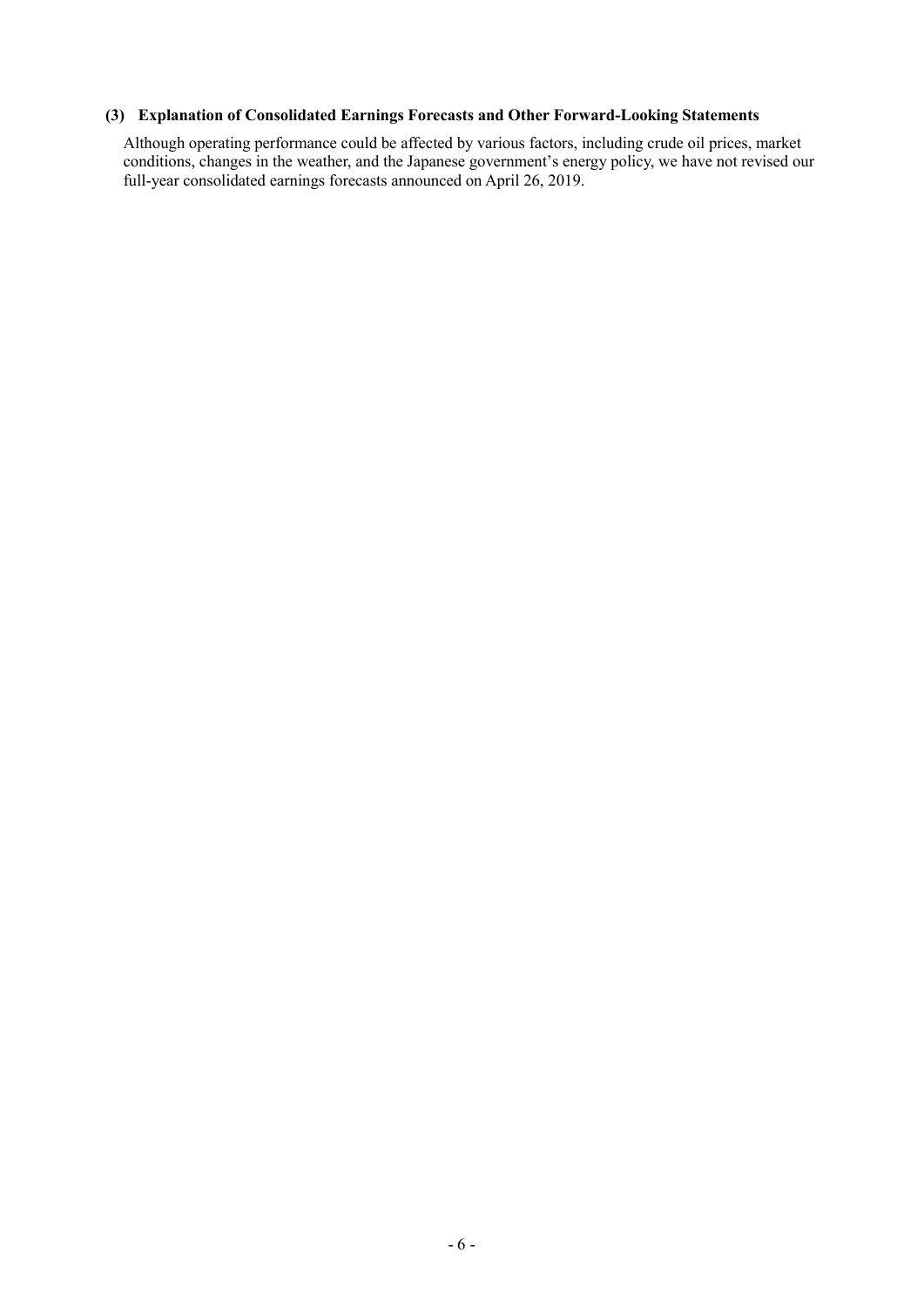### (3) Explanation of Consolidated Earnings Forecasts and Other Forward-Looking Statements

Although operating performance could be affected by various factors, including crude oil prices, market conditions, changes in the weather, and the Japanese government's energy policy, we have not revised our full-year consolidated earnings forecasts announced on April 26, 2019.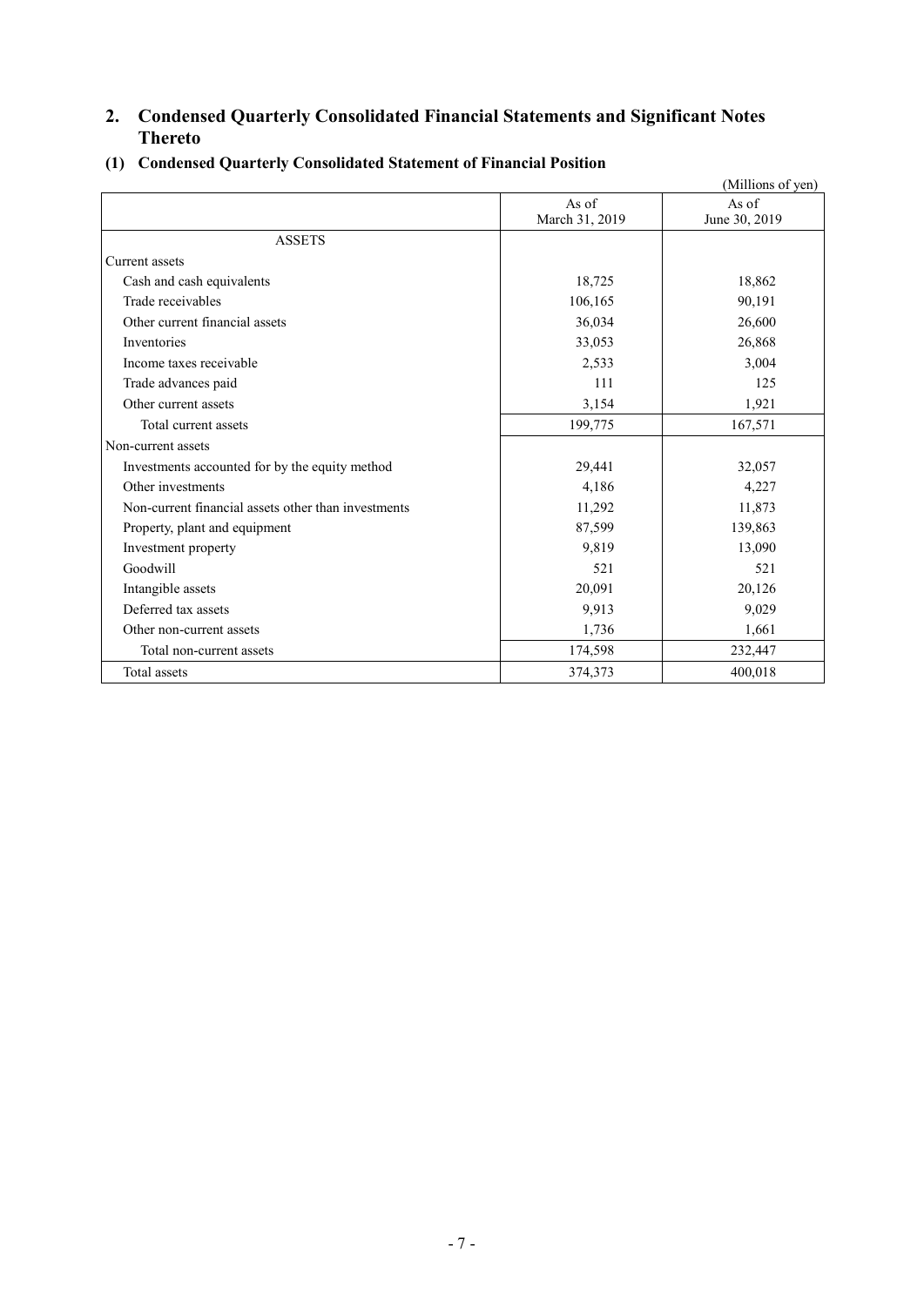## 2. Condensed Quarterly Consolidated Financial Statements and Significant Notes Thereto

### (1) Condensed Quarterly Consolidated Statement of Financial Position

(Millions of yen)

| | As of March 31, 2019 | As of June 30, 2019 |
|---|---|---|
| ASSETS | | |
| Current assets | | |
| Cash and cash equivalents | 18,725 | 18,862 |
| Trade receivables | 106,165 | 90,191 |
| Other current financial assets | 36,034 | 26,600 |
| Inventories | 33,053 | 26,868 |
| Income taxes receivable | 2,533 | 3,004 |
| Trade advances paid | 111 | 125 |
| Other current assets | 3,154 | 1,921 |
| Total current assets | 199,775 | 167,571 |
| Non-current assets | | |
| Investments accounted for by the equity method | 29,441 | 32,057 |
| Other investments | 4,186 | 4,227 |
| Non-current financial assets other than investments | 11,292 | 11,873 |
| Property, plant and equipment | 87,599 | 139,863 |
| Investment property | 9,819 | 13,090 |
| Goodwill | 521 | 521 |
| Intangible assets | 20,091 | 20,126 |
| Deferred tax assets | 9,913 | 9,029 |
| Other non-current assets | 1,736 | 1,661 |
| Total non-current assets | 174,598 | 232,447 |
| Total assets | 374,373 | 400,018 |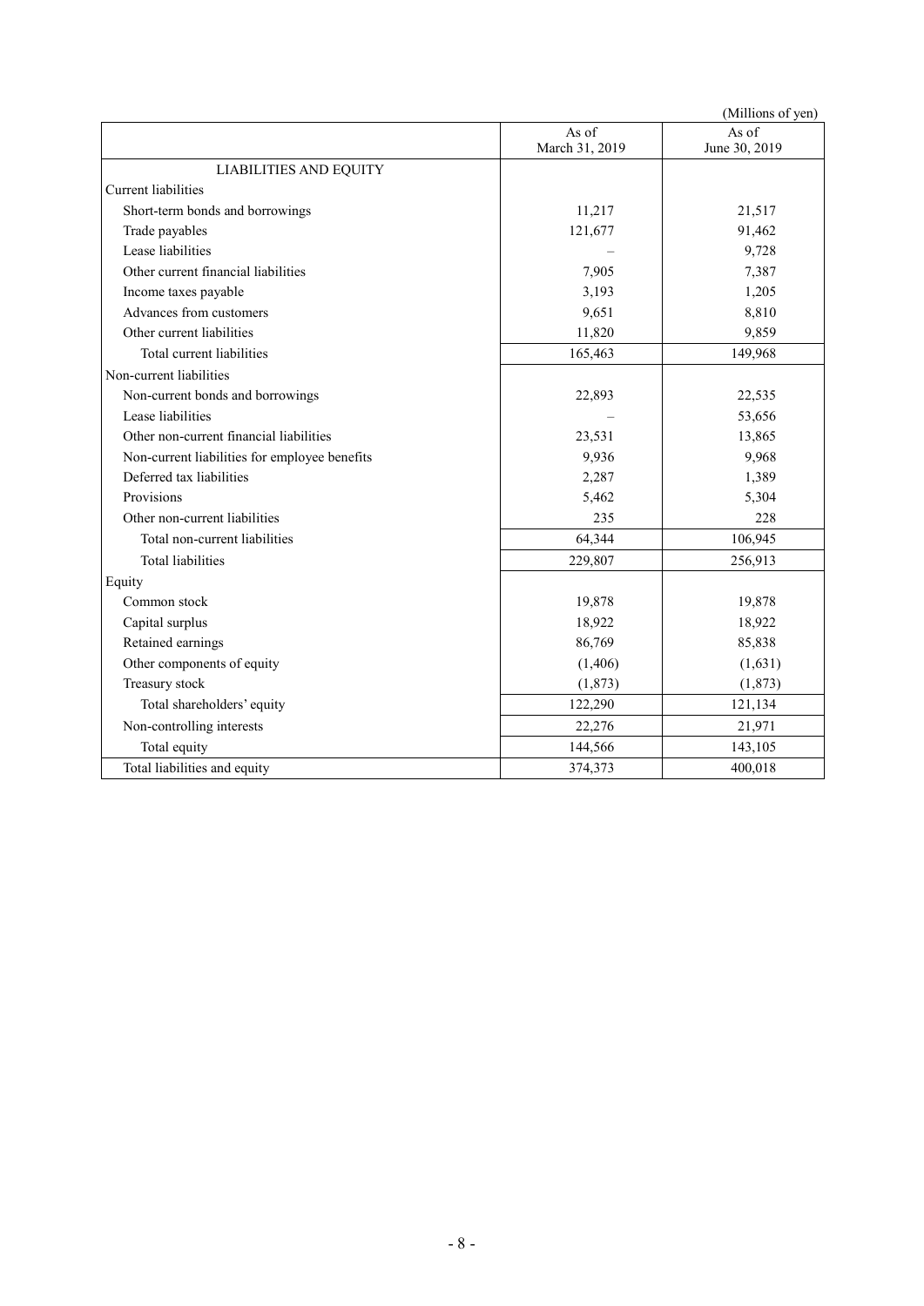(Millions of yen)

| | As of March 31, 2019 | As of June 30, 2019 |
|---|---|---|
| LIABILITIES AND EQUITY | | |
| Current liabilities | | |
| Short-term bonds and borrowings | 11,217 | 21,517 |
| Trade payables | 121,677 | 91,462 |
| Lease liabilities | – | 9,728 |
| Other current financial liabilities | 7,905 | 7,387 |
| Income taxes payable | 3,193 | 1,205 |
| Advances from customers | 9,651 | 8,810 |
| Other current liabilities | 11,820 | 9,859 |
| Total current liabilities | 165,463 | 149,968 |
| Non-current liabilities | | |
| Non-current bonds and borrowings | 22,893 | 22,535 |
| Lease liabilities | – | 53,656 |
| Other non-current financial liabilities | 23,531 | 13,865 |
| Non-current liabilities for employee benefits | 9,936 | 9,968 |
| Deferred tax liabilities | 2,287 | 1,389 |
| Provisions | 5,462 | 5,304 |
| Other non-current liabilities | 235 | 228 |
| Total non-current liabilities | 64,344 | 106,945 |
| Total liabilities | 229,807 | 256,913 |
| Equity | | |
| Common stock | 19,878 | 19,878 |
| Capital surplus | 18,922 | 18,922 |
| Retained earnings | 86,769 | 85,838 |
| Other components of equity | (1,406) | (1,631) |
| Treasury stock | (1,873) | (1,873) |
| Total shareholders' equity | 122,290 | 121,134 |
| Non-controlling interests | 22,276 | 21,971 |
| Total equity | 144,566 | 143,105 |
| Total liabilities and equity | 374,373 | 400,018 |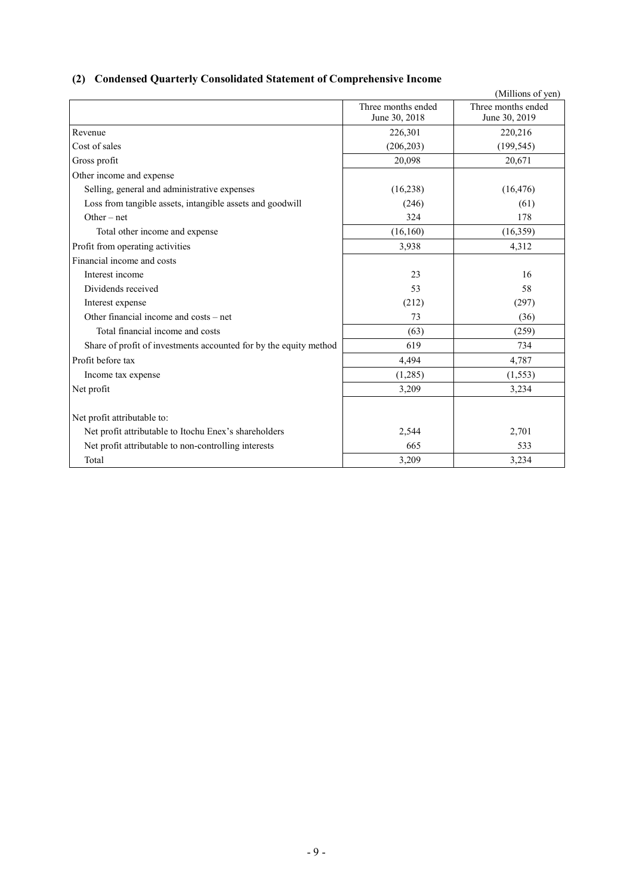### (2) Condensed Quarterly Consolidated Statement of Comprehensive Income

(Millions of yen)

| | Three months ended June 30, 2018 | Three months ended June 30, 2019 |
|---|---|---|
| Revenue | 226,301 | 220,216 |
| Cost of sales | (206,203) | (199,545) |
| Gross profit | 20,098 | 20,671 |
| Other income and expense | | |
| Selling, general and administrative expenses | (16,238) | (16,476) |
| Loss from tangible assets, intangible assets and goodwill | (246) | (61) |
| Other – net | 324 | 178 |
| Total other income and expense | (16,160) | (16,359) |
| Profit from operating activities | 3,938 | 4,312 |
| Financial income and costs | | |
| Interest income | 23 | 16 |
| Dividends received | 53 | 58 |
| Interest expense | (212) | (297) |
| Other financial income and costs – net | 73 | (36) |
| Total financial income and costs | (63) | (259) |
| Share of profit of investments accounted for by the equity method | 619 | 734 |
| Profit before tax | 4,494 | 4,787 |
| Income tax expense | (1,285) | (1,553) |
| Net profit | 3,209 | 3,234 |
| Net profit attributable to: | | |
| Net profit attributable to Itochu Enex's shareholders | 2,544 | 2,701 |
| Net profit attributable to non-controlling interests | 665 | 533 |
| Total | 3,209 | 3,234 |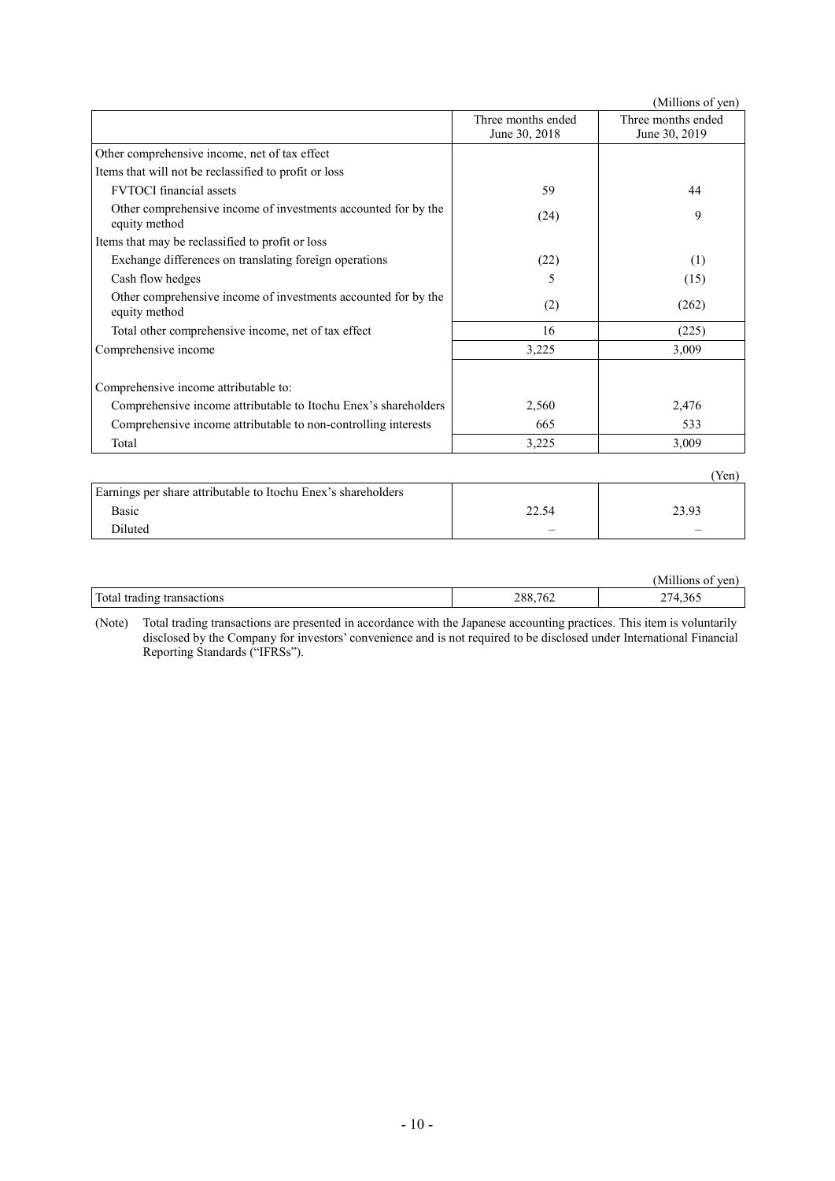(Millions of yen)

| | Three months ended June 30, 2018 | Three months ended June 30, 2019 |
|---|---|---|
| Other comprehensive income, net of tax effect | | |
| Items that will not be reclassified to profit or loss | | |
| FVTOCI financial assets | 59 | 44 |
| Other comprehensive income of investments accounted for by the equity method | (24) | 9 |
| Items that may be reclassified to profit or loss | | |
| Exchange differences on translating foreign operations | (22) | (1) |
| Cash flow hedges | 5 | (15) |
| Other comprehensive income of investments accounted for by the equity method | (2) | (262) |
| Total other comprehensive income, net of tax effect | 16 | (225) |
| Comprehensive income | 3,225 | 3,009 |
| Comprehensive income attributable to: | | |
| Comprehensive income attributable to Itochu Enex's shareholders | 2,560 | 2,476 |
| Comprehensive income attributable to non-controlling interests | 665 | 533 |
| Total | 3,225 | 3,009 |

(Yen)

| | | |
|---|---|---|
| Earnings per share attributable to Itochu Enex's shareholders | | |
| Basic | 22.54 | 23.93 |
| Diluted | – | – |

(Millions of yen)

| | | |
|---|---|---|
| Total trading transactions | 288,762 | 274,365 |

(Note) Total trading transactions are presented in accordance with the Japanese accounting practices. This item is voluntarily disclosed by the Company for investors' convenience and is not required to be disclosed under International Financial Reporting Standards ("IFRSs").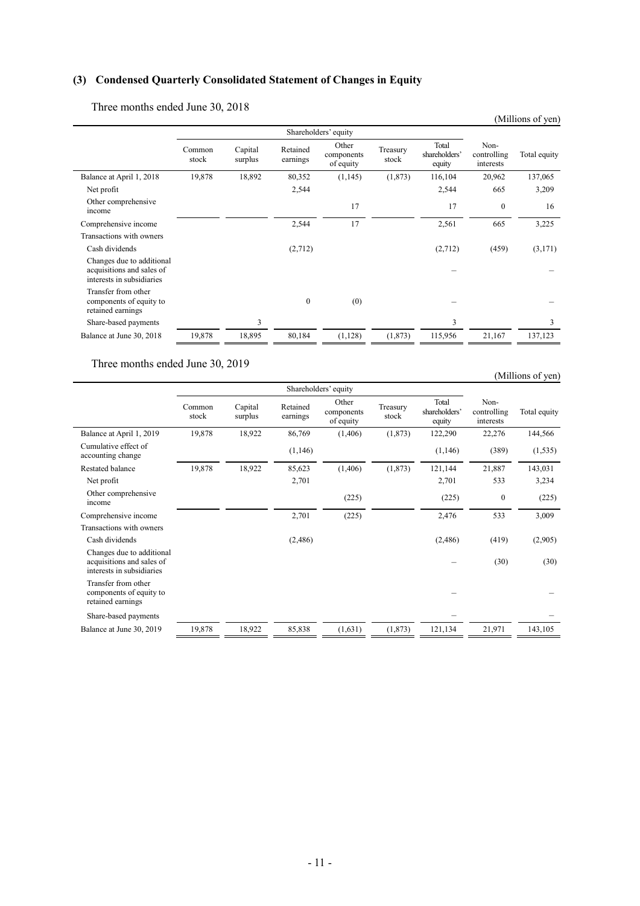## (3) Condensed Quarterly Consolidated Statement of Changes in Equity

Three months ended June 30, 2018

(Millions of yen)

| | Shareholders' equity | | | | | | | |
|---|---|---|---|---|---|---|---|---|
| | Common stock | Capital surplus | Retained earnings | Other components of equity | Treasury stock | Total shareholders' equity | Non-controlling interests | Total equity |
| Balance at April 1, 2018 | 19,878 | 18,892 | 80,352 | (1,145) | (1,873) | 116,104 | 20,962 | 137,065 |
| Net profit | | | 2,544 | | | 2,544 | 665 | 3,209 |
| Other comprehensive income | | | | 17 | | 17 | 0 | 16 |
| Comprehensive income | | | 2,544 | 17 | | 2,561 | 665 | 3,225 |
| Transactions with owners | | | | | | | | |
| Cash dividends | | | (2,712) | | | (2,712) | (459) | (3,171) |
| Changes due to additional acquisitions and sales of interests in subsidiaries | | | | | | – | | – |
| Transfer from other components of equity to retained earnings | | | 0 | (0) | | – | | – |
| Share-based payments | | 3 | | | | 3 | | 3 |
| Balance at June 30, 2018 | 19,878 | 18,895 | 80,184 | (1,128) | (1,873) | 115,956 | 21,167 | 137,123 |

Three months ended June 30, 2019

(Millions of yen)

| | Shareholders' equity | | | | | | | |
|---|---|---|---|---|---|---|---|---|
| | Common stock | Capital surplus | Retained earnings | Other components of equity | Treasury stock | Total shareholders' equity | Non-controlling interests | Total equity |
| Balance at April 1, 2019 | 19,878 | 18,922 | 86,769 | (1,406) | (1,873) | 122,290 | 22,276 | 144,566 |
| Cumulative effect of accounting change | | | (1,146) | | | (1,146) | (389) | (1,535) |
| Restated balance | 19,878 | 18,922 | 85,623 | (1,406) | (1,873) | 121,144 | 21,887 | 143,031 |
| Net profit | | | 2,701 | | | 2,701 | 533 | 3,234 |
| Other comprehensive income | | | | (225) | | (225) | 0 | (225) |
| Comprehensive income | | | 2,701 | (225) | | 2,476 | 533 | 3,009 |
| Transactions with owners | | | | | | | | |
| Cash dividends | | | (2,486) | | | (2,486) | (419) | (2,905) |
| Changes due to additional acquisitions and sales of interests in subsidiaries | | | | | | – | (30) | (30) |
| Transfer from other components of equity to retained earnings | | | | | | – | | – |
| Share-based payments | | | | | | – | | – |
| Balance at June 30, 2019 | 19,878 | 18,922 | 85,838 | (1,631) | (1,873) | 121,134 | 21,971 | 143,105 |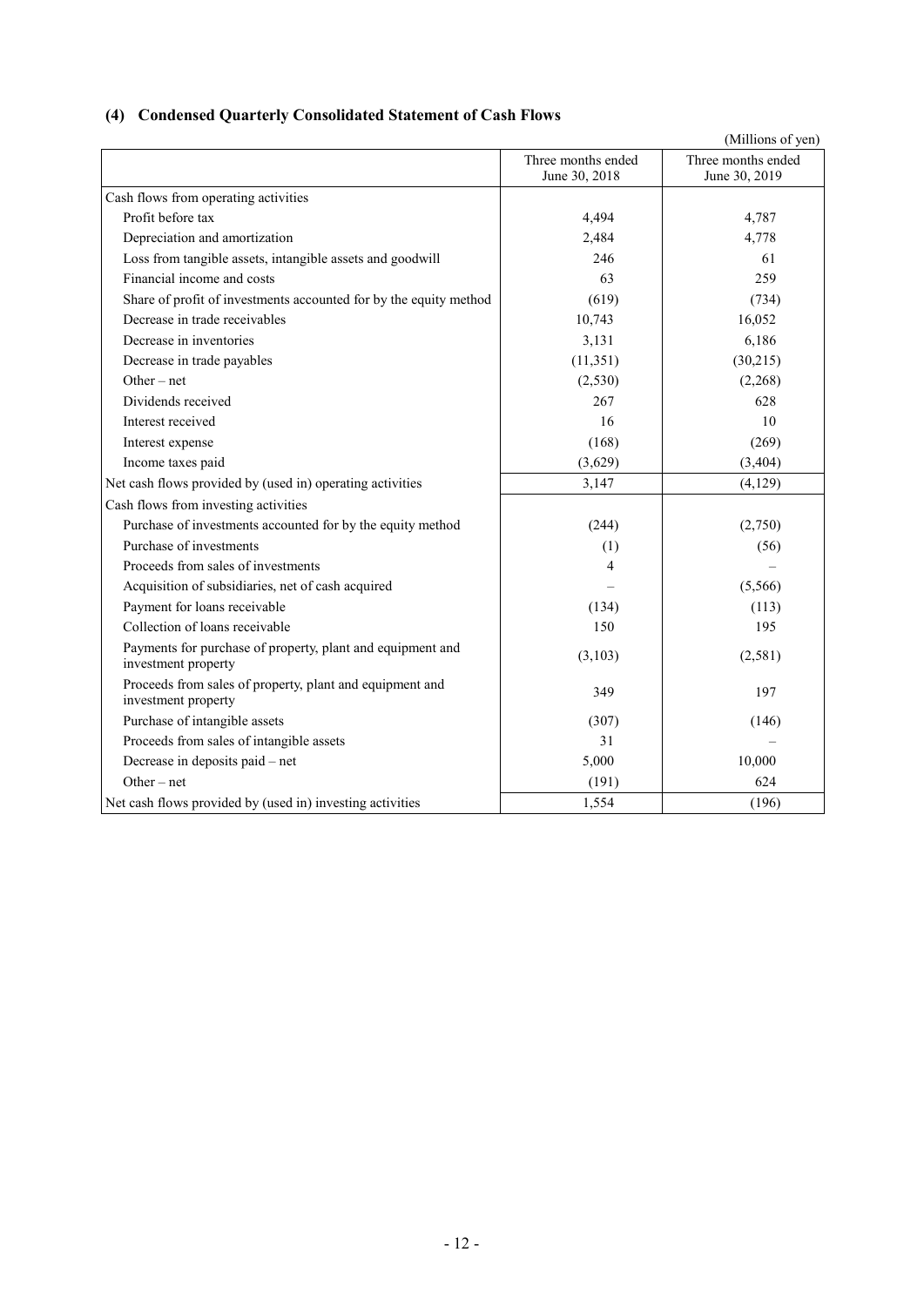### (4) Condensed Quarterly Consolidated Statement of Cash Flows

(Millions of yen)

| | Three months ended June 30, 2018 | Three months ended June 30, 2019 |
|---|---|---|
| Cash flows from operating activities | | |
| Profit before tax | 4,494 | 4,787 |
| Depreciation and amortization | 2,484 | 4,778 |
| Loss from tangible assets, intangible assets and goodwill | 246 | 61 |
| Financial income and costs | 63 | 259 |
| Share of profit of investments accounted for by the equity method | (619) | (734) |
| Decrease in trade receivables | 10,743 | 16,052 |
| Decrease in inventories | 3,131 | 6,186 |
| Decrease in trade payables | (11,351) | (30,215) |
| Other – net | (2,530) | (2,268) |
| Dividends received | 267 | 628 |
| Interest received | 16 | 10 |
| Interest expense | (168) | (269) |
| Income taxes paid | (3,629) | (3,404) |
| Net cash flows provided by (used in) operating activities | 3,147 | (4,129) |
| Cash flows from investing activities | | |
| Purchase of investments accounted for by the equity method | (244) | (2,750) |
| Purchase of investments | (1) | (56) |
| Proceeds from sales of investments | 4 | – |
| Acquisition of subsidiaries, net of cash acquired | – | (5,566) |
| Payment for loans receivable | (134) | (113) |
| Collection of loans receivable | 150 | 195 |
| Payments for purchase of property, plant and equipment and investment property | (3,103) | (2,581) |
| Proceeds from sales of property, plant and equipment and investment property | 349 | 197 |
| Purchase of intangible assets | (307) | (146) |
| Proceeds from sales of intangible assets | 31 | – |
| Decrease in deposits paid – net | 5,000 | 10,000 |
| Other – net | (191) | 624 |
| Net cash flows provided by (used in) investing activities | 1,554 | (196) |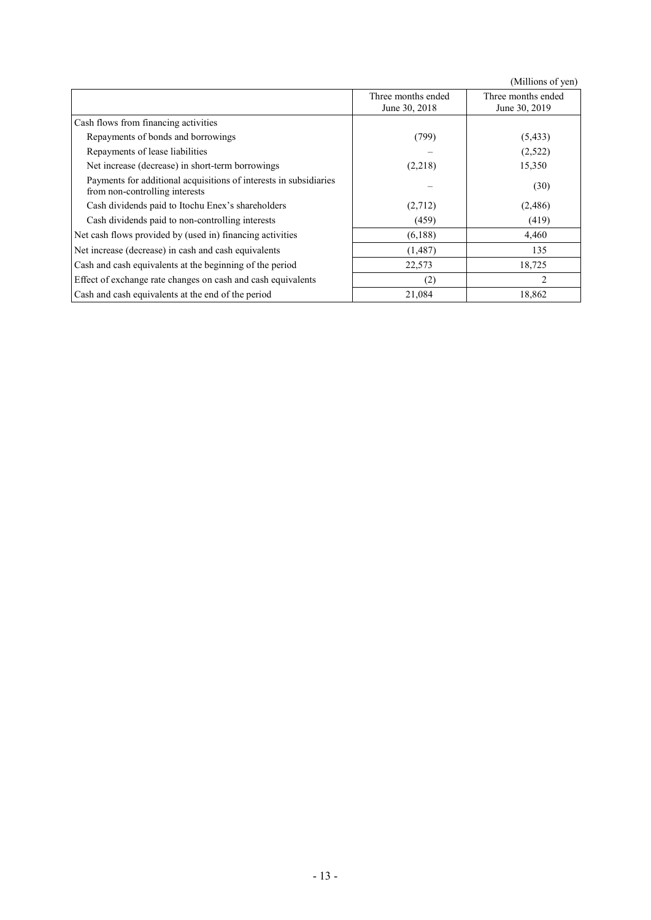(Millions of yen)

| | Three months ended June 30, 2018 | Three months ended June 30, 2019 |
|---|---|---|
| Cash flows from financing activities | | |
| Repayments of bonds and borrowings | (799) | (5,433) |
| Repayments of lease liabilities | – | (2,522) |
| Net increase (decrease) in short-term borrowings | (2,218) | 15,350 |
| Payments for additional acquisitions of interests in subsidiaries from non-controlling interests | – | (30) |
| Cash dividends paid to Itochu Enex's shareholders | (2,712) | (2,486) |
| Cash dividends paid to non-controlling interests | (459) | (419) |
| Net cash flows provided by (used in) financing activities | (6,188) | 4,460 |
| Net increase (decrease) in cash and cash equivalents | (1,487) | 135 |
| Cash and cash equivalents at the beginning of the period | 22,573 | 18,725 |
| Effect of exchange rate changes on cash and cash equivalents | (2) | 2 |
| Cash and cash equivalents at the end of the period | 21,084 | 18,862 |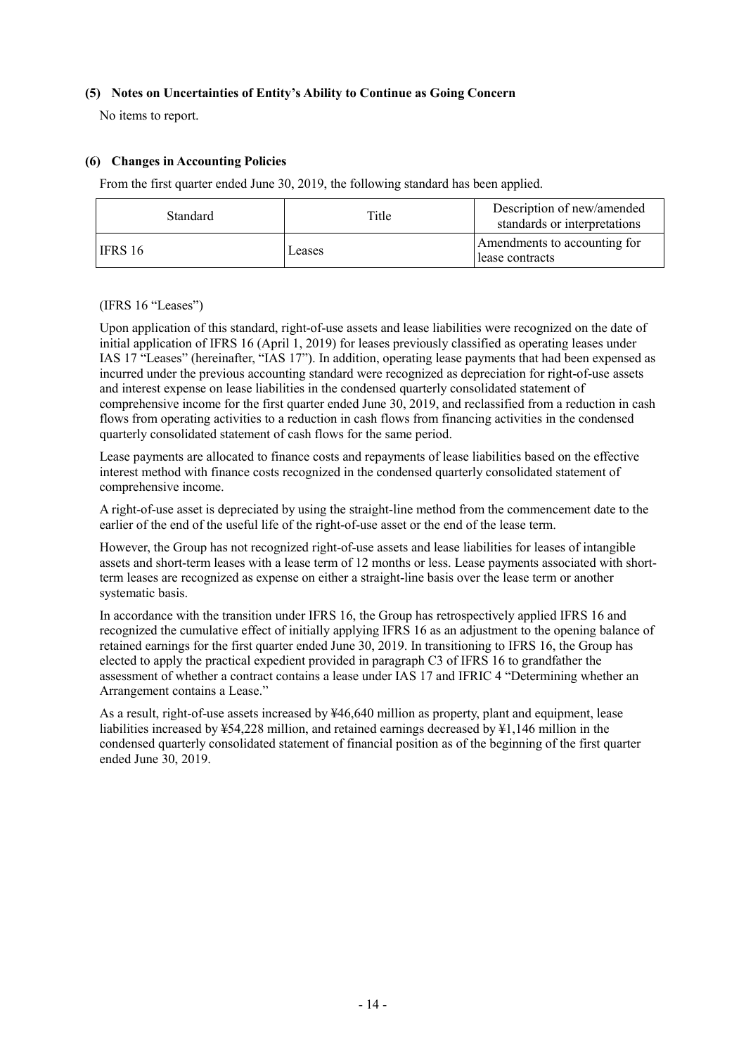### (5) Notes on Uncertainties of Entity's Ability to Continue as Going Concern

No items to report.

### (6) Changes in Accounting Policies

From the first quarter ended June 30, 2019, the following standard has been applied.

| Standard | Title | Description of new/amended standards or interpretations |
| --- | --- | --- |
| IFRS 16 | Leases | Amendments to accounting for lease contracts |

(IFRS 16 "Leases")

Upon application of this standard, right-of-use assets and lease liabilities were recognized on the date of initial application of IFRS 16 (April 1, 2019) for leases previously classified as operating leases under IAS 17 "Leases" (hereinafter, "IAS 17"). In addition, operating lease payments that had been expensed as incurred under the previous accounting standard were recognized as depreciation for right-of-use assets and interest expense on lease liabilities in the condensed quarterly consolidated statement of comprehensive income for the first quarter ended June 30, 2019, and reclassified from a reduction in cash flows from operating activities to a reduction in cash flows from financing activities in the condensed quarterly consolidated statement of cash flows for the same period.

Lease payments are allocated to finance costs and repayments of lease liabilities based on the effective interest method with finance costs recognized in the condensed quarterly consolidated statement of comprehensive income.

A right-of-use asset is depreciated by using the straight-line method from the commencement date to the earlier of the end of the useful life of the right-of-use asset or the end of the lease term.

However, the Group has not recognized right-of-use assets and lease liabilities for leases of intangible assets and short-term leases with a lease term of 12 months or less. Lease payments associated with short-term leases are recognized as expense on either a straight-line basis over the lease term or another systematic basis.

In accordance with the transition under IFRS 16, the Group has retrospectively applied IFRS 16 and recognized the cumulative effect of initially applying IFRS 16 as an adjustment to the opening balance of retained earnings for the first quarter ended June 30, 2019. In transitioning to IFRS 16, the Group has elected to apply the practical expedient provided in paragraph C3 of IFRS 16 to grandfather the assessment of whether a contract contains a lease under IAS 17 and IFRIC 4 "Determining whether an Arrangement contains a Lease."

As a result, right-of-use assets increased by ¥46,640 million as property, plant and equipment, lease liabilities increased by ¥54,228 million, and retained earnings decreased by ¥1,146 million in the condensed quarterly consolidated statement of financial position as of the beginning of the first quarter ended June 30, 2019.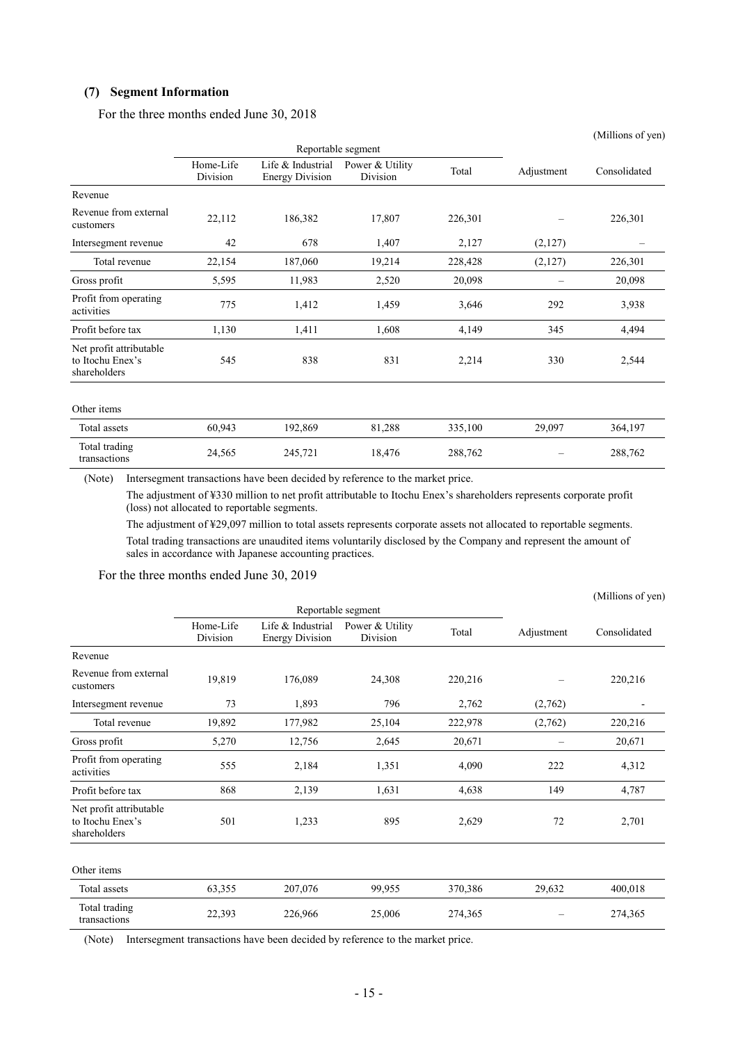### (7) Segment Information

For the three months ended June 30, 2018

(Millions of yen)

| | Reportable segment | | | | Adjustment | Consolidated |
|---|---|---|---|---|---|---|
| | Home-Life Division | Life & Industrial Energy Division | Power & Utility Division | Total | | |
| Revenue | | | | | | |
| Revenue from external customers | 22,112 | 186,382 | 17,807 | 226,301 | – | 226,301 |
| Intersegment revenue | 42 | 678 | 1,407 | 2,127 | (2,127) | – |
| Total revenue | 22,154 | 187,060 | 19,214 | 228,428 | (2,127) | 226,301 |
| Gross profit | 5,595 | 11,983 | 2,520 | 20,098 | – | 20,098 |
| Profit from operating activities | 775 | 1,412 | 1,459 | 3,646 | 292 | 3,938 |
| Profit before tax | 1,130 | 1,411 | 1,608 | 4,149 | 345 | 4,494 |
| Net profit attributable to Itochu Enex's shareholders | 545 | 838 | 831 | 2,214 | 330 | 2,544 |
| Other items | | | | | | |
| Total assets | 60,943 | 192,869 | 81,288 | 335,100 | 29,097 | 364,197 |
| Total trading transactions | 24,565 | 245,721 | 18,476 | 288,762 | – | 288,762 |

(Note) Intersegment transactions have been decided by reference to the market price.

The adjustment of ¥330 million to net profit attributable to Itochu Enex's shareholders represents corporate profit (loss) not allocated to reportable segments.

The adjustment of ¥29,097 million to total assets represents corporate assets not allocated to reportable segments.

Total trading transactions are unaudited items voluntarily disclosed by the Company and represent the amount of sales in accordance with Japanese accounting practices.

For the three months ended June 30, 2019

(Millions of yen)

| | Reportable segment | | | | Adjustment | Consolidated |
|---|---|---|---|---|---|---|
| | Home-Life Division | Life & Industrial Energy Division | Power & Utility Division | Total | | |
| Revenue | | | | | | |
| Revenue from external customers | 19,819 | 176,089 | 24,308 | 220,216 | – | 220,216 |
| Intersegment revenue | 73 | 1,893 | 796 | 2,762 | (2,762) | - |
| Total revenue | 19,892 | 177,982 | 25,104 | 222,978 | (2,762) | 220,216 |
| Gross profit | 5,270 | 12,756 | 2,645 | 20,671 | – | 20,671 |
| Profit from operating activities | 555 | 2,184 | 1,351 | 4,090 | 222 | 4,312 |
| Profit before tax | 868 | 2,139 | 1,631 | 4,638 | 149 | 4,787 |
| Net profit attributable to Itochu Enex's shareholders | 501 | 1,233 | 895 | 2,629 | 72 | 2,701 |
| Other items | | | | | | |
| Total assets | 63,355 | 207,076 | 99,955 | 370,386 | 29,632 | 400,018 |
| Total trading transactions | 22,393 | 226,966 | 25,006 | 274,365 | – | 274,365 |

(Note) Intersegment transactions have been decided by reference to the market price.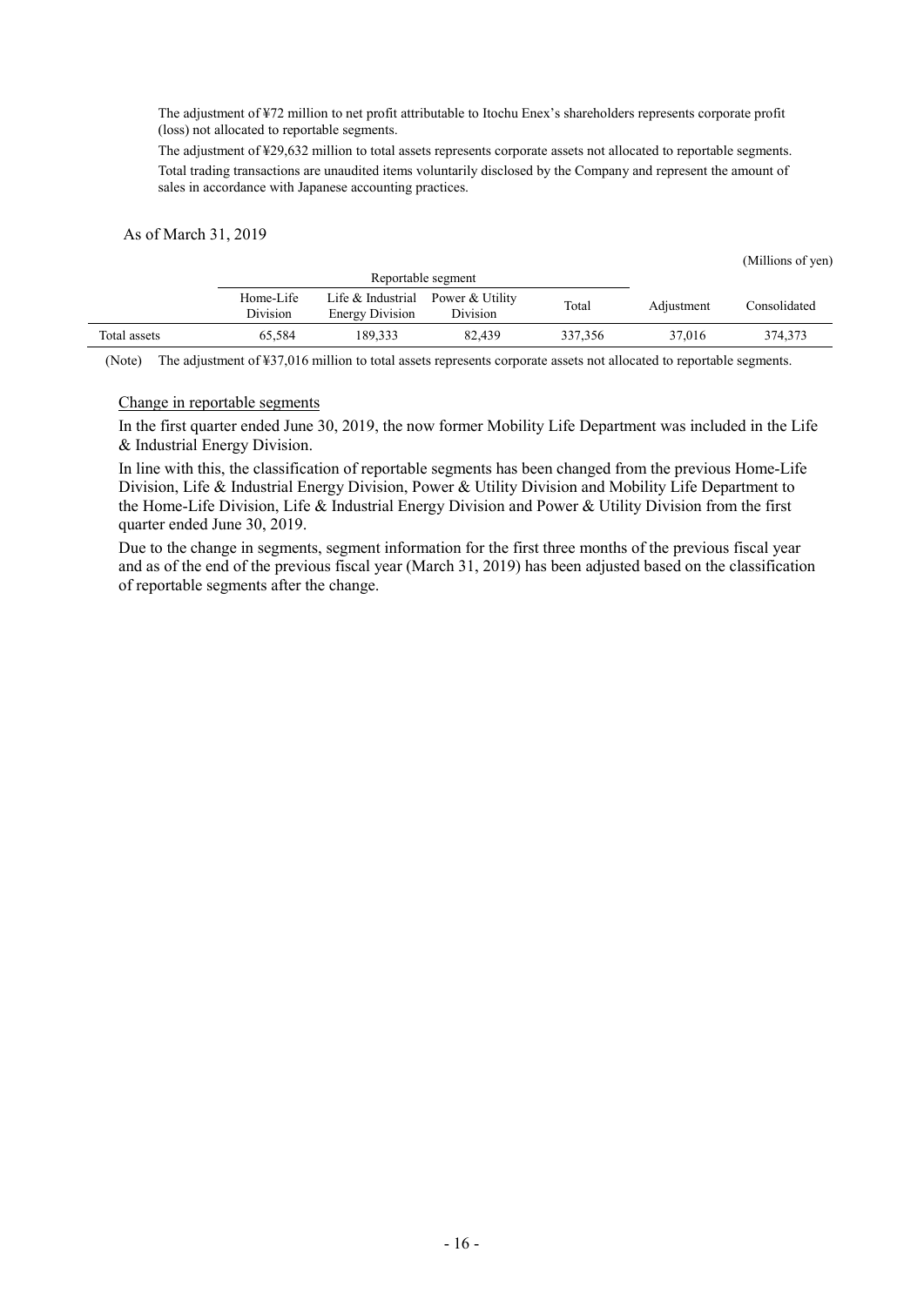The adjustment of ¥72 million to net profit attributable to Itochu Enex's shareholders represents corporate profit (loss) not allocated to reportable segments.

The adjustment of ¥29,632 million to total assets represents corporate assets not allocated to reportable segments.

Total trading transactions are unaudited items voluntarily disclosed by the Company and represent the amount of sales in accordance with Japanese accounting practices.

As of March 31, 2019

(Millions of yen)

| | Reportable segment | | | | Adjustment | Consolidated |
|---|---|---|---|---|---|---|
| | Home-Life Division | Life & Industrial Energy Division | Power & Utility Division | Total | | |
| Total assets | 65,584 | 189,333 | 82,439 | 337,356 | 37,016 | 374,373 |

(Note) The adjustment of ¥37,016 million to total assets represents corporate assets not allocated to reportable segments.

Change in reportable segments

In the first quarter ended June 30, 2019, the now former Mobility Life Department was included in the Life & Industrial Energy Division.

In line with this, the classification of reportable segments has been changed from the previous Home-Life Division, Life & Industrial Energy Division, Power & Utility Division and Mobility Life Department to the Home-Life Division, Life & Industrial Energy Division and Power & Utility Division from the first quarter ended June 30, 2019.

Due to the change in segments, segment information for the first three months of the previous fiscal year and as of the end of the previous fiscal year (March 31, 2019) has been adjusted based on the classification of reportable segments after the change.